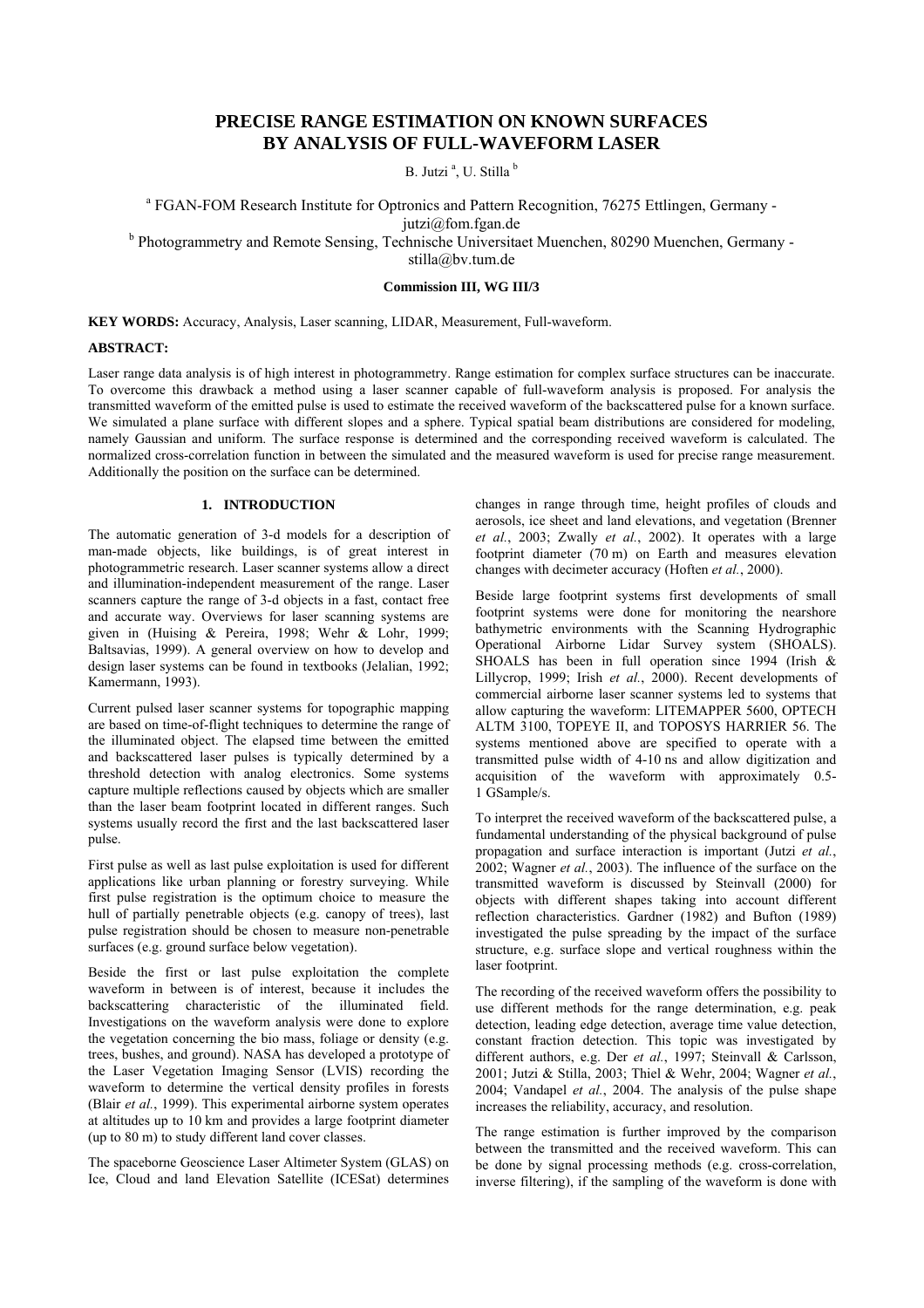# PRECISE RANGE ESTIMATION ON KNOWN SURFACES BY ANALYSIS OF FULL-WAVEFORM LASER

B. Jutzi [a], U. Stilla [b]

[a] FGAN-FOM Research Institute for Optronics and Pattern Recognition, 76275 Ettlingen, Germany - jutzi@fom.fgan.de

[b] Photogrammetry and Remote Sensing, Technische Universitaet Muenchen, 80290 Muenchen, Germany - stilla@bv.tum.de

**Commission III, WG III/3**

**KEY WORDS:** Accuracy, Analysis, Laser scanning, LIDAR, Measurement, Full-waveform.

**ABSTRACT:**

Laser range data analysis is of high interest in photogrammetry. Range estimation for complex surface structures can be inaccurate. To overcome this drawback a method using a laser scanner capable of full-waveform analysis is proposed. For analysis the transmitted waveform of the emitted pulse is used to estimate the received waveform of the backscattered pulse for a known surface. We simulated a plane surface with different slopes and a sphere. Typical spatial beam distributions are considered for modeling, namely Gaussian and uniform. The surface response is determined and the corresponding received waveform is calculated. The normalized cross-correlation function in between the simulated and the measured waveform is used for precise range measurement. Additionally the position on the surface can be determined.

## 1. INTRODUCTION

The automatic generation of 3-d models for a description of man-made objects, like buildings, is of great interest in photogrammetric research. Laser scanner systems allow a direct and illumination-independent measurement of the range. Laser scanners capture the range of 3-d objects in a fast, contact free and accurate way. Overviews for laser scanning systems are given in (Huising & Pereira, 1998; Wehr & Lohr, 1999; Baltsavias, 1999). A general overview on how to develop and design laser systems can be found in textbooks (Jelalian, 1992; Kamermann, 1993).

Current pulsed laser scanner systems for topographic mapping are based on time-of-flight techniques to determine the range of the illuminated object. The elapsed time between the emitted and backscattered laser pulses is typically determined by a threshold detection with analog electronics. Some systems capture multiple reflections caused by objects which are smaller than the laser beam footprint located in different ranges. Such systems usually record the first and the last backscattered laser pulse.

First pulse as well as last pulse exploitation is used for different applications like urban planning or forestry surveying. While first pulse registration is the optimum choice to measure the hull of partially penetrable objects (e.g. canopy of trees), last pulse registration should be chosen to measure non-penetrable surfaces (e.g. ground surface below vegetation).

Beside the first or last pulse exploitation the complete waveform in between is of interest, because it includes the backscattering characteristic of the illuminated field. Investigations on the waveform analysis were done to explore the vegetation concerning the bio mass, foliage or density (e.g. trees, bushes, and ground). NASA has developed a prototype of the Laser Vegetation Imaging Sensor (LVIS) recording the waveform to determine the vertical density profiles in forests (Blair *et al.*, 1999). This experimental airborne system operates at altitudes up to 10 km and provides a large footprint diameter (up to 80 m) to study different land cover classes.

The spaceborne Geoscience Laser Altimeter System (GLAS) on Ice, Cloud and land Elevation Satellite (ICESat) determines changes in range through time, height profiles of clouds and aerosols, ice sheet and land elevations, and vegetation (Brenner *et al.*, 2003; Zwally *et al.*, 2002). It operates with a large footprint diameter (70 m) on Earth and measures elevation changes with decimeter accuracy (Hoften *et al.*, 2000).

Beside large footprint systems first developments of small footprint systems were done for monitoring the nearshore bathymetric environments with the Scanning Hydrographic Operational Airborne Lidar Survey system (SHOALS). SHOALS has been in full operation since 1994 (Irish & Lillycrop, 1999; Irish *et al.*, 2000). Recent developments of commercial airborne laser scanner systems led to systems that allow capturing the waveform: LITEMAPPER 5600, OPTECH ALTM 3100, TOPEYE II, and TOPOSYS HARRIER 56. The systems mentioned above are specified to operate with a transmitted pulse width of 4-10 ns and allow digitization and acquisition of the waveform with approximately 0.5-1 GSample/s.

To interpret the received waveform of the backscattered pulse, a fundamental understanding of the physical background of pulse propagation and surface interaction is important (Jutzi *et al.*, 2002; Wagner *et al.*, 2003). The influence of the surface on the transmitted waveform is discussed by Steinvall (2000) for objects with different shapes taking into account different reflection characteristics. Gardner (1982) and Bufton (1989) investigated the pulse spreading by the impact of the surface structure, e.g. surface slope and vertical roughness within the laser footprint.

The recording of the received waveform offers the possibility to use different methods for the range determination, e.g. peak detection, leading edge detection, average time value detection, constant fraction detection. This topic was investigated by different authors, e.g. Der *et al.*, 1997; Steinvall & Carlsson, 2001; Jutzi & Stilla, 2003; Thiel & Wehr, 2004; Wagner *et al.*, 2004; Vandapel *et al.*, 2004. The analysis of the pulse shape increases the reliability, accuracy, and resolution.

The range estimation is further improved by the comparison between the transmitted and the received waveform. This can be done by signal processing methods (e.g. cross-correlation, inverse filtering), if the sampling of the waveform is done with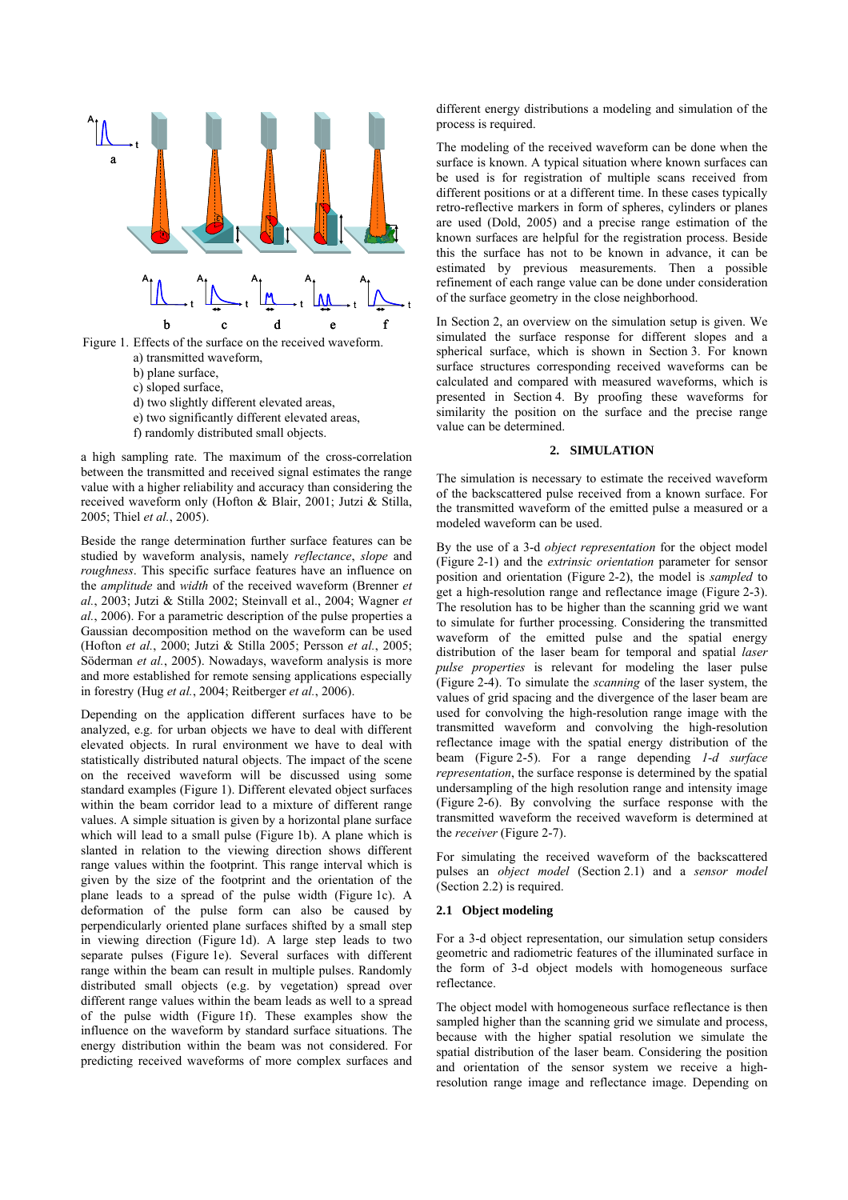Figure 1. Effects of the surface on the received waveform.
a) transmitted waveform,
b) plane surface,
c) sloped surface,
d) two slightly different elevated areas,
e) two significantly different elevated areas,
f) randomly distributed small objects.

a high sampling rate. The maximum of the cross-correlation between the transmitted and received signal estimates the range value with a higher reliability and accuracy than considering the received waveform only (Hofton & Blair, 2001; Jutzi & Stilla, 2005; Thiel *et al.*, 2005).

Beside the range determination further surface features can be studied by waveform analysis, namely *reflectance*, *slope* and *roughness*. This specific surface features have an influence on the *amplitude* and *width* of the received waveform (Brenner *et al.*, 2003; Jutzi & Stilla 2002; Steinvall et al., 2004; Wagner *et al.*, 2006). For a parametric description of the pulse properties a Gaussian decomposition method on the waveform can be used (Hofton *et al.*, 2000; Jutzi & Stilla 2005; Persson *et al.*, 2005; Söderman *et al.*, 2005). Nowadays, waveform analysis is more and more established for remote sensing applications especially in forestry (Hug *et al.*, 2004; Reitberger *et al.*, 2006).

Depending on the application different surfaces have to be analyzed, e.g. for urban objects we have to deal with different elevated objects. In rural environment we have to deal with statistically distributed natural objects. The impact of the scene on the received waveform will be discussed using some standard examples (Figure 1). Different elevated object surfaces within the beam corridor lead to a mixture of different range values. A simple situation is given by a horizontal plane surface which will lead to a small pulse (Figure 1b). A plane which is slanted in relation to the viewing direction shows different range values within the footprint. This range interval which is given by the size of the footprint and the orientation of the plane leads to a spread of the pulse width (Figure 1c). A deformation of the pulse form can also be caused by perpendicularly oriented plane surfaces shifted by a small step in viewing direction (Figure 1d). A large step leads to two separate pulses (Figure 1e). Several surfaces with different range within the beam can result in multiple pulses. Randomly distributed small objects (e.g. by vegetation) spread over different range values within the beam leads as well to a spread of the pulse width (Figure 1f). These examples show the influence on the waveform by standard surface situations. The energy distribution within the beam was not considered. For predicting received waveforms of more complex surfaces and different energy distributions a modeling and simulation of the process is required.

The modeling of the received waveform can be done when the surface is known. A typical situation where known surfaces can be used is for registration of multiple scans received from different positions or at a different time. In these cases typically retro-reflective markers in form of spheres, cylinders or planes are used (Dold, 2005) and a precise range estimation of the known surfaces are helpful for the registration process. Beside this the surface has not to be known in advance, it can be estimated by previous measurements. Then a possible refinement of each range value can be done under consideration of the surface geometry in the close neighborhood.

In Section 2, an overview on the simulation setup is given. We simulated the surface response for different slopes and a spherical surface, which is shown in Section 3. For known surface structures corresponding received waveforms can be calculated and compared with measured waveforms, which is presented in Section 4. By proofing these waveforms for similarity the position on the surface and the precise range value can be determined.

## 2. SIMULATION

The simulation is necessary to estimate the received waveform of the backscattered pulse received from a known surface. For the transmitted waveform of the emitted pulse a measured or a modeled waveform can be used.

By the use of a 3-d *object representation* for the object model (Figure 2-1) and the *extrinsic orientation* parameter for sensor position and orientation (Figure 2-2), the model is *sampled* to get a high-resolution range and reflectance image (Figure 2-3). The resolution has to be higher than the scanning grid we want to simulate for further processing. Considering the transmitted waveform of the emitted pulse and the spatial energy distribution of the laser beam for temporal and spatial *laser pulse properties* is relevant for modeling the laser pulse (Figure 2-4). To simulate the *scanning* of the laser system, the values of grid spacing and the divergence of the laser beam are used for convolving the high-resolution range image with the transmitted waveform and convolving the high-resolution reflectance image with the spatial energy distribution of the beam (Figure 2-5). For a range depending *1-d surface representation*, the surface response is determined by the spatial undersampling of the high resolution range and intensity image (Figure 2-6). By convolving the surface response with the transmitted waveform the received waveform is determined at the *receiver* (Figure 2-7).

For simulating the received waveform of the backscattered pulses an *object model* (Section 2.1) and a *sensor model* (Section 2.2) is required.

### 2.1 Object modeling

For a 3-d object representation, our simulation setup considers geometric and radiometric features of the illuminated surface in the form of 3-d object models with homogeneous surface reflectance.

The object model with homogeneous surface reflectance is then sampled higher than the scanning grid we simulate and process, because with the higher spatial resolution we simulate the spatial distribution of the laser beam. Considering the position and orientation of the sensor system we receive a high-resolution range image and reflectance image. Depending on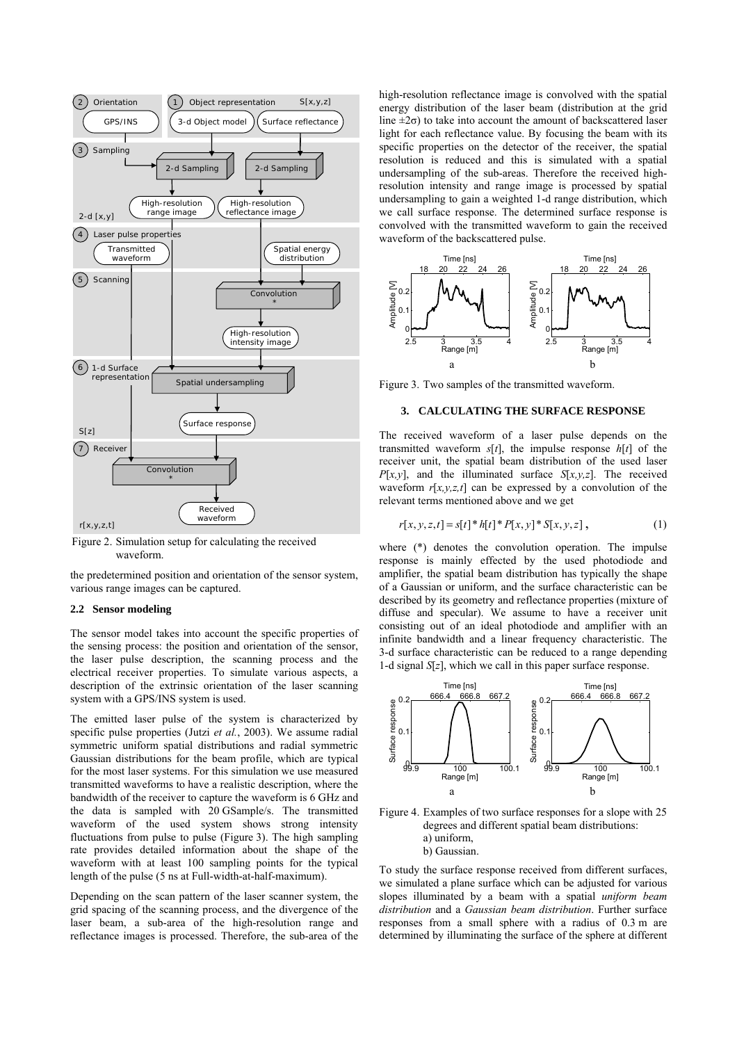Figure 2. Simulation setup for calculating the received waveform.

the predetermined position and orientation of the sensor system, various range images can be captured.

### 2.2 Sensor modeling

The sensor model takes into account the specific properties of the sensing process: the position and orientation of the sensor, the laser pulse description, the scanning process and the electrical receiver properties. To simulate various aspects, a description of the extrinsic orientation of the laser scanning system with a GPS/INS system is used.

The emitted laser pulse of the system is characterized by specific pulse properties (Jutzi *et al.*, 2003). We assume radial symmetric uniform spatial distributions and radial symmetric Gaussian distributions for the beam profile, which are typical for the most laser systems. For this simulation we use measured transmitted waveforms to have a realistic description, where the bandwidth of the receiver to capture the waveform is 6 GHz and the data is sampled with 20 GSample/s. The transmitted waveform of the used system shows strong intensity fluctuations from pulse to pulse (Figure 3). The high sampling rate provides detailed information about the shape of the waveform with at least 100 sampling points for the typical length of the pulse (5 ns at Full-width-at-half-maximum).

Depending on the scan pattern of the laser scanner system, the grid spacing of the scanning process, and the divergence of the laser beam, a sub-area of the high-resolution range and reflectance images is processed. Therefore, the sub-area of the high-resolution reflectance image is convolved with the spatial energy distribution of the laser beam (distribution at the grid line $\pm 2\sigma$) to take into account the amount of backscattered laser light for each reflectance value. By focusing the beam with its specific properties on the detector of the receiver, the spatial resolution is reduced and this is simulated with a spatial undersampling of the sub-areas. Therefore the received high-resolution intensity and range image is processed by spatial undersampling to gain a weighted 1-d range distribution, which we call surface response. The determined surface response is convolved with the transmitted waveform to gain the received waveform of the backscattered pulse.

Figure 3. Two samples of the transmitted waveform.

## 3. CALCULATING THE SURFACE RESPONSE

The received waveform of a laser pulse depends on the transmitted waveform $s[t]$, the impulse response $h[t]$ of the receiver unit, the spatial beam distribution of the used laser $P[x,y]$, and the illuminated surface $S[x,y,z]$. The received waveform $r[x,y,z,t]$ can be expressed by a convolution of the relevant terms mentioned above and we get

$$r[x,y,z,t] = s[t] * h[t] * P[x,y] * S[x,y,z] \, , \tag{1}$$

where (*) denotes the convolution operation. The impulse response is mainly effected by the used photodiode and amplifier, the spatial beam distribution has typically the shape of a Gaussian or uniform, and the surface characteristic can be described by its geometry and reflectance properties (mixture of diffuse and specular). We assume to have a receiver unit consisting out of an ideal photodiode and amplifier with an infinite bandwidth and a linear frequency characteristic. The 3-d surface characteristic can be reduced to a range depending 1-d signal $S[z]$, which we call in this paper surface response.

Figure 4. Examples of two surface responses for a slope with 25 degrees and different spatial beam distributions:
a) uniform,
b) Gaussian.

To study the surface response received from different surfaces, we simulated a plane surface which can be adjusted for various slopes illuminated by a beam with a spatial *uniform beam distribution* and a *Gaussian beam distribution*. Further surface responses from a small sphere with a radius of 0.3 m are determined by illuminating the surface of the sphere at different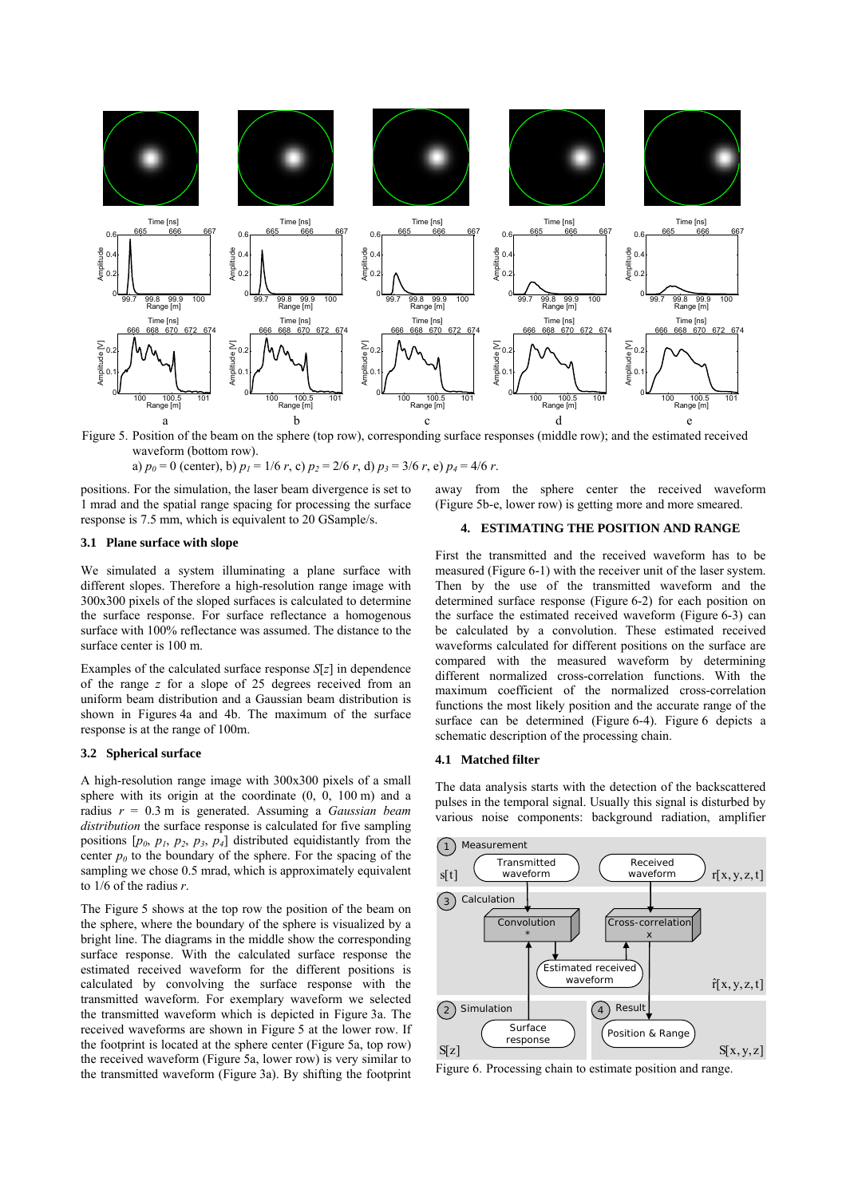Figure 5. Position of the beam on the sphere (top row), corresponding surface responses (middle row); and the estimated received waveform (bottom row).
a) $p_0 = 0$ (center), b) $p_1 = 1/6\ r$, c) $p_2 = 2/6\ r$, d) $p_3 = 3/6\ r$, e) $p_4 = 4/6\ r$.

positions. For the simulation, the laser beam divergence is set to 1 mrad and the spatial range spacing for processing the surface response is 7.5 mm, which is equivalent to 20 GSample/s.

### 3.1 Plane surface with slope

We simulated a system illuminating a plane surface with different slopes. Therefore a high-resolution range image with 300x300 pixels of the sloped surfaces is calculated to determine the surface response. For surface reflectance a homogenous surface with 100% reflectance was assumed. The distance to the surface center is 100 m.

Examples of the calculated surface response $S[z]$ in dependence of the range $z$ for a slope of 25 degrees received from an uniform beam distribution and a Gaussian beam distribution is shown in Figures 4a and 4b. The maximum of the surface response is at the range of 100m.

### 3.2 Spherical surface

A high-resolution range image with 300x300 pixels of a small sphere with its origin at the coordinate (0, 0, 100 m) and a radius $r = 0.3$ m is generated. Assuming a *Gaussian beam distribution* the surface response is calculated for five sampling positions $[p_0, p_1, p_2, p_3, p_4]$ distributed equidistantly from the center $p_0$ to the boundary of the sphere. For the spacing of the sampling we chose 0.5 mrad, which is approximately equivalent to 1/6 of the radius $r$.

The Figure 5 shows at the top row the position of the beam on the sphere, where the boundary of the sphere is visualized by a bright line. The diagrams in the middle show the corresponding surface response. With the calculated surface response the estimated received waveform for the different positions is calculated by convolving the surface response with the transmitted waveform. For exemplary waveform we selected the transmitted waveform which is depicted in Figure 3a. The received waveforms are shown in Figure 5 at the lower row. If the footprint is located at the sphere center (Figure 5a, top row) the received waveform (Figure 5a, lower row) is very similar to the transmitted waveform (Figure 3a). By shifting the footprint away from the sphere center the received waveform (Figure 5b-e, lower row) is getting more and more smeared.

## 4. ESTIMATING THE POSITION AND RANGE

First the transmitted and the received waveform has to be measured (Figure 6-1) with the receiver unit of the laser system. Then by the use of the transmitted waveform and the determined surface response (Figure 6-2) for each position on the surface the estimated received waveform (Figure 6-3) can be calculated by a convolution. These estimated received waveforms calculated for different positions on the surface are compared with the measured waveform by determining different normalized cross-correlation functions. With the maximum coefficient of the normalized cross-correlation functions the most likely position and the accurate range of the surface can be determined (Figure 6-4). Figure 6 depicts a schematic description of the processing chain.

### 4.1 Matched filter

The data analysis starts with the detection of the backscattered pulses in the temporal signal. Usually this signal is disturbed by various noise components: background radiation, amplifier

Figure 6. Processing chain to estimate position and range.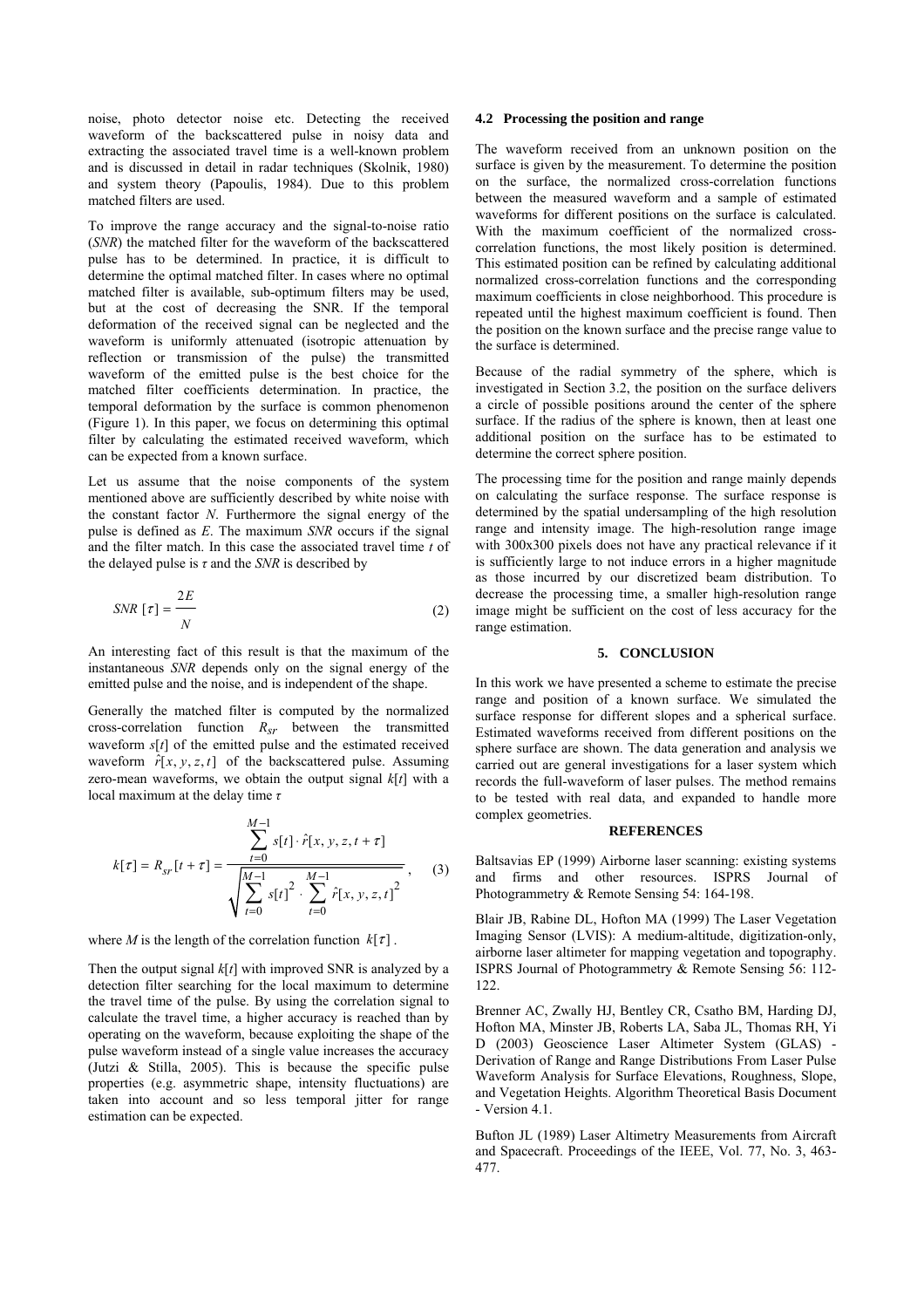noise, photo detector noise etc. Detecting the received waveform of the backscattered pulse in noisy data and extracting the associated travel time is a well-known problem and is discussed in detail in radar techniques (Skolnik, 1980) and system theory (Papoulis, 1984). Due to this problem matched filters are used.

To improve the range accuracy and the signal-to-noise ratio (*SNR*) the matched filter for the waveform of the backscattered pulse has to be determined. In practice, it is difficult to determine the optimal matched filter. In cases where no optimal matched filter is available, sub-optimum filters may be used, but at the cost of decreasing the SNR. If the temporal deformation of the received signal can be neglected and the waveform is uniformly attenuated (isotropic attenuation by reflection or transmission of the pulse) the transmitted waveform of the emitted pulse is the best choice for the matched filter coefficients determination. In practice, the temporal deformation by the surface is common phenomenon (Figure 1). In this paper, we focus on determining this optimal filter by calculating the estimated received waveform, which can be expected from a known surface.

Let us assume that the noise components of the system mentioned above are sufficiently described by white noise with the constant factor $N$. Furthermore the signal energy of the pulse is defined as $E$. The maximum *SNR* occurs if the signal and the filter match. In this case the associated travel time $t$ of the delayed pulse is $\tau$ and the *SNR* is described by

$$SNR\ [\tau] = \frac{2E}{N} \tag{2}$$

An interesting fact of this result is that the maximum of the instantaneous *SNR* depends only on the signal energy of the emitted pulse and the noise, and is independent of the shape.

Generally the matched filter is computed by the normalized cross-correlation function $R_{sr}$ between the transmitted waveform $s[t]$ of the emitted pulse and the estimated received waveform $\hat{r}[x, y, z, t]$ of the backscattered pulse. Assuming zero-mean waveforms, we obtain the output signal $k[t]$ with a local maximum at the delay time $\tau$

$$k[\tau] = R_{sr}[t+\tau] = \frac{\sum_{t=0}^{M-1} s[t] \cdot \hat{r}[x, y, z, t+\tau]}{\sqrt{\sum_{t=0}^{M-1} s[t]^2 \cdot \sum_{t=0}^{M-1} \hat{r}[x, y, z, t]^2}}, \tag{3}$$

where $M$ is the length of the correlation function $k[\tau]$.

Then the output signal $k[t]$ with improved SNR is analyzed by a detection filter searching for the local maximum to determine the travel time of the pulse. By using the correlation signal to calculate the travel time, a higher accuracy is reached than by operating on the waveform, because exploiting the shape of the pulse waveform instead of a single value increases the accuracy (Jutzi & Stilla, 2005). This is because the specific pulse properties (e.g. asymmetric shape, intensity fluctuations) are taken into account and so less temporal jitter for range estimation can be expected.

### 4.2 Processing the position and range

The waveform received from an unknown position on the surface is given by the measurement. To determine the position on the surface, the normalized cross-correlation functions between the measured waveform and a sample of estimated waveforms for different positions on the surface is calculated. With the maximum coefficient of the normalized cross-correlation functions, the most likely position is determined. This estimated position can be refined by calculating additional normalized cross-correlation functions and the corresponding maximum coefficients in close neighborhood. This procedure is repeated until the highest maximum coefficient is found. Then the position on the known surface and the precise range value to the surface is determined.

Because of the radial symmetry of the sphere, which is investigated in Section 3.2, the position on the surface delivers a circle of possible positions around the center of the sphere surface. If the radius of the sphere is known, then at least one additional position on the surface has to be estimated to determine the correct sphere position.

The processing time for the position and range mainly depends on calculating the surface response. The surface response is determined by the spatial undersampling of the high resolution range and intensity image. The high-resolution range image with 300x300 pixels does not have any practical relevance if it is sufficiently large to not induce errors in a higher magnitude as those incurred by our discretized beam distribution. To decrease the processing time, a smaller high-resolution range image might be sufficient on the cost of less accuracy for the range estimation.

## 5. CONCLUSION

In this work we have presented a scheme to estimate the precise range and position of a known surface. We simulated the surface response for different slopes and a spherical surface. Estimated waveforms received from different positions on the sphere surface are shown. The data generation and analysis we carried out are general investigations for a laser system which records the full-waveform of laser pulses. The method remains to be tested with real data, and expanded to handle more complex geometries.

## REFERENCES

Baltsavias EP (1999) Airborne laser scanning: existing systems and firms and other resources. ISPRS Journal of Photogrammetry & Remote Sensing 54: 164-198.

Blair JB, Rabine DL, Hofton MA (1999) The Laser Vegetation Imaging Sensor (LVIS): A medium-altitude, digitization-only, airborne laser altimeter for mapping vegetation and topography. ISPRS Journal of Photogrammetry & Remote Sensing 56: 112-122.

Brenner AC, Zwally HJ, Bentley CR, Csatho BM, Harding DJ, Hofton MA, Minster JB, Roberts LA, Saba JL, Thomas RH, Yi D (2003) Geoscience Laser Altimeter System (GLAS) - Derivation of Range and Range Distributions From Laser Pulse Waveform Analysis for Surface Elevations, Roughness, Slope, and Vegetation Heights. Algorithm Theoretical Basis Document - Version 4.1.

Bufton JL (1989) Laser Altimetry Measurements from Aircraft and Spacecraft. Proceedings of the IEEE, Vol. 77, No. 3, 463-477.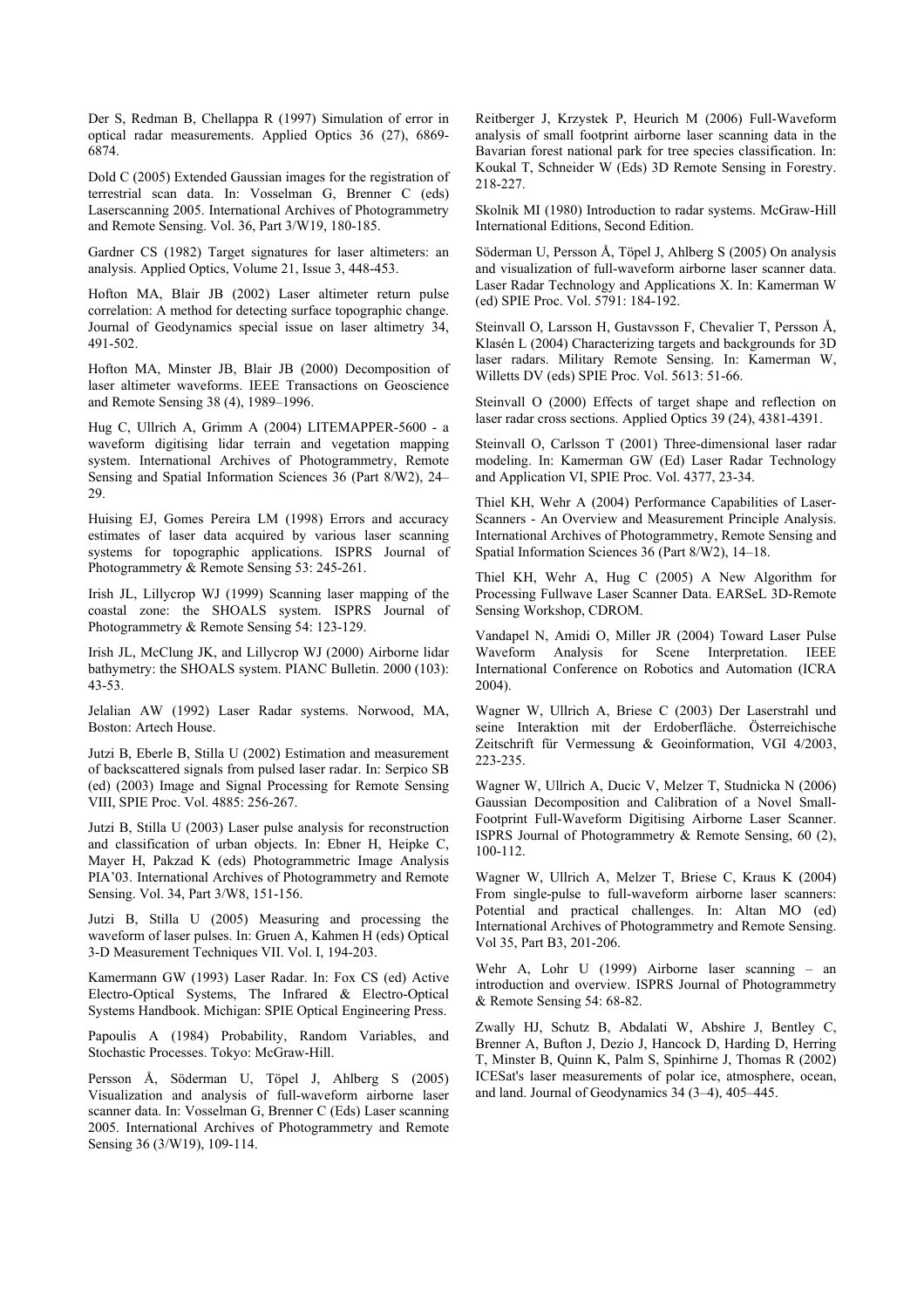Der S, Redman B, Chellappa R (1997) Simulation of error in optical radar measurements. Applied Optics 36 (27), 6869-6874.

Dold C (2005) Extended Gaussian images for the registration of terrestrial scan data. In: Vosselman G, Brenner C (eds) Laserscanning 2005. International Archives of Photogrammetry and Remote Sensing. Vol. 36, Part 3/W19, 180-185.

Gardner CS (1982) Target signatures for laser altimeters: an analysis. Applied Optics, Volume 21, Issue 3, 448-453.

Hofton MA, Blair JB (2002) Laser altimeter return pulse correlation: A method for detecting surface topographic change. Journal of Geodynamics special issue on laser altimetry 34, 491-502.

Hofton MA, Minster JB, Blair JB (2000) Decomposition of laser altimeter waveforms. IEEE Transactions on Geoscience and Remote Sensing 38 (4), 1989–1996.

Hug C, Ullrich A, Grimm A (2004) LITEMAPPER-5600 - a waveform digitising lidar terrain and vegetation mapping system. International Archives of Photogrammetry, Remote Sensing and Spatial Information Sciences 36 (Part 8/W2), 24–29.

Huising EJ, Gomes Pereira LM (1998) Errors and accuracy estimates of laser data acquired by various laser scanning systems for topographic applications. ISPRS Journal of Photogrammetry & Remote Sensing 53: 245-261.

Irish JL, Lillycrop WJ (1999) Scanning laser mapping of the coastal zone: the SHOALS system. ISPRS Journal of Photogrammetry & Remote Sensing 54: 123-129.

Irish JL, McClung JK, and Lillycrop WJ (2000) Airborne lidar bathymetry: the SHOALS system. PIANC Bulletin. 2000 (103): 43-53.

Jelalian AW (1992) Laser Radar systems. Norwood, MA, Boston: Artech House.

Jutzi B, Eberle B, Stilla U (2002) Estimation and measurement of backscattered signals from pulsed laser radar. In: Serpico SB (ed) (2003) Image and Signal Processing for Remote Sensing VIII, SPIE Proc. Vol. 4885: 256-267.

Jutzi B, Stilla U (2003) Laser pulse analysis for reconstruction and classification of urban objects. In: Ebner H, Heipke C, Mayer H, Pakzad K (eds) Photogrammetric Image Analysis PIA'03. International Archives of Photogrammetry and Remote Sensing. Vol. 34, Part 3/W8, 151-156.

Jutzi B, Stilla U (2005) Measuring and processing the waveform of laser pulses. In: Gruen A, Kahmen H (eds) Optical 3-D Measurement Techniques VII. Vol. I, 194-203.

Kamermann GW (1993) Laser Radar. In: Fox CS (ed) Active Electro-Optical Systems, The Infrared & Electro-Optical Systems Handbook. Michigan: SPIE Optical Engineering Press.

Papoulis A (1984) Probability, Random Variables, and Stochastic Processes. Tokyo: McGraw-Hill.

Persson Å, Söderman U, Töpel J, Ahlberg S (2005) Visualization and analysis of full-waveform airborne laser scanner data. In: Vosselman G, Brenner C (Eds) Laser scanning 2005. International Archives of Photogrammetry and Remote Sensing 36 (3/W19), 109-114.

Reitberger J, Krzystek P, Heurich M (2006) Full-Waveform analysis of small footprint airborne laser scanning data in the Bavarian forest national park for tree species classification. In: Koukal T, Schneider W (Eds) 3D Remote Sensing in Forestry. 218-227.

Skolnik MI (1980) Introduction to radar systems. McGraw-Hill International Editions, Second Edition.

Söderman U, Persson Å, Töpel J, Ahlberg S (2005) On analysis and visualization of full-waveform airborne laser scanner data. Laser Radar Technology and Applications X. In: Kamerman W (ed) SPIE Proc. Vol. 5791: 184-192.

Steinvall O, Larsson H, Gustavsson F, Chevalier T, Persson Å, Klasén L (2004) Characterizing targets and backgrounds for 3D laser radars. Military Remote Sensing. In: Kamerman W, Willetts DV (eds) SPIE Proc. Vol. 5613: 51-66.

Steinvall O (2000) Effects of target shape and reflection on laser radar cross sections. Applied Optics 39 (24), 4381-4391.

Steinvall O, Carlsson T (2001) Three-dimensional laser radar modeling. In: Kamerman GW (Ed) Laser Radar Technology and Application VI, SPIE Proc. Vol. 4377, 23-34.

Thiel KH, Wehr A (2004) Performance Capabilities of Laser-Scanners - An Overview and Measurement Principle Analysis. International Archives of Photogrammetry, Remote Sensing and Spatial Information Sciences 36 (Part 8/W2), 14–18.

Thiel KH, Wehr A, Hug C (2005) A New Algorithm for Processing Fullwave Laser Scanner Data. EARSeL 3D-Remote Sensing Workshop, CDROM.

Vandapel N, Amidi O, Miller JR (2004) Toward Laser Pulse Waveform Analysis for Scene Interpretation. IEEE International Conference on Robotics and Automation (ICRA 2004).

Wagner W, Ullrich A, Briese C (2003) Der Laserstrahl und seine Interaktion mit der Erdoberfläche. Österreichische Zeitschrift für Vermessung & Geoinformation, VGI 4/2003, 223-235.

Wagner W, Ullrich A, Ducic V, Melzer T, Studnicka N (2006) Gaussian Decomposition and Calibration of a Novel Small-Footprint Full-Waveform Digitising Airborne Laser Scanner. ISPRS Journal of Photogrammetry & Remote Sensing, 60 (2), 100-112.

Wagner W, Ullrich A, Melzer T, Briese C, Kraus K (2004) From single-pulse to full-waveform airborne laser scanners: Potential and practical challenges. In: Altan MO (ed) International Archives of Photogrammetry and Remote Sensing. Vol 35, Part B3, 201-206.

Wehr A, Lohr U (1999) Airborne laser scanning – an introduction and overview. ISPRS Journal of Photogrammetry & Remote Sensing 54: 68-82.

Zwally HJ, Schutz B, Abdalati W, Abshire J, Bentley C, Brenner A, Bufton J, Dezio J, Hancock D, Harding D, Herring T, Minster B, Quinn K, Palm S, Spinhirne J, Thomas R (2002) ICESat's laser measurements of polar ice, atmosphere, ocean, and land. Journal of Geodynamics 34 (3–4), 405–445.